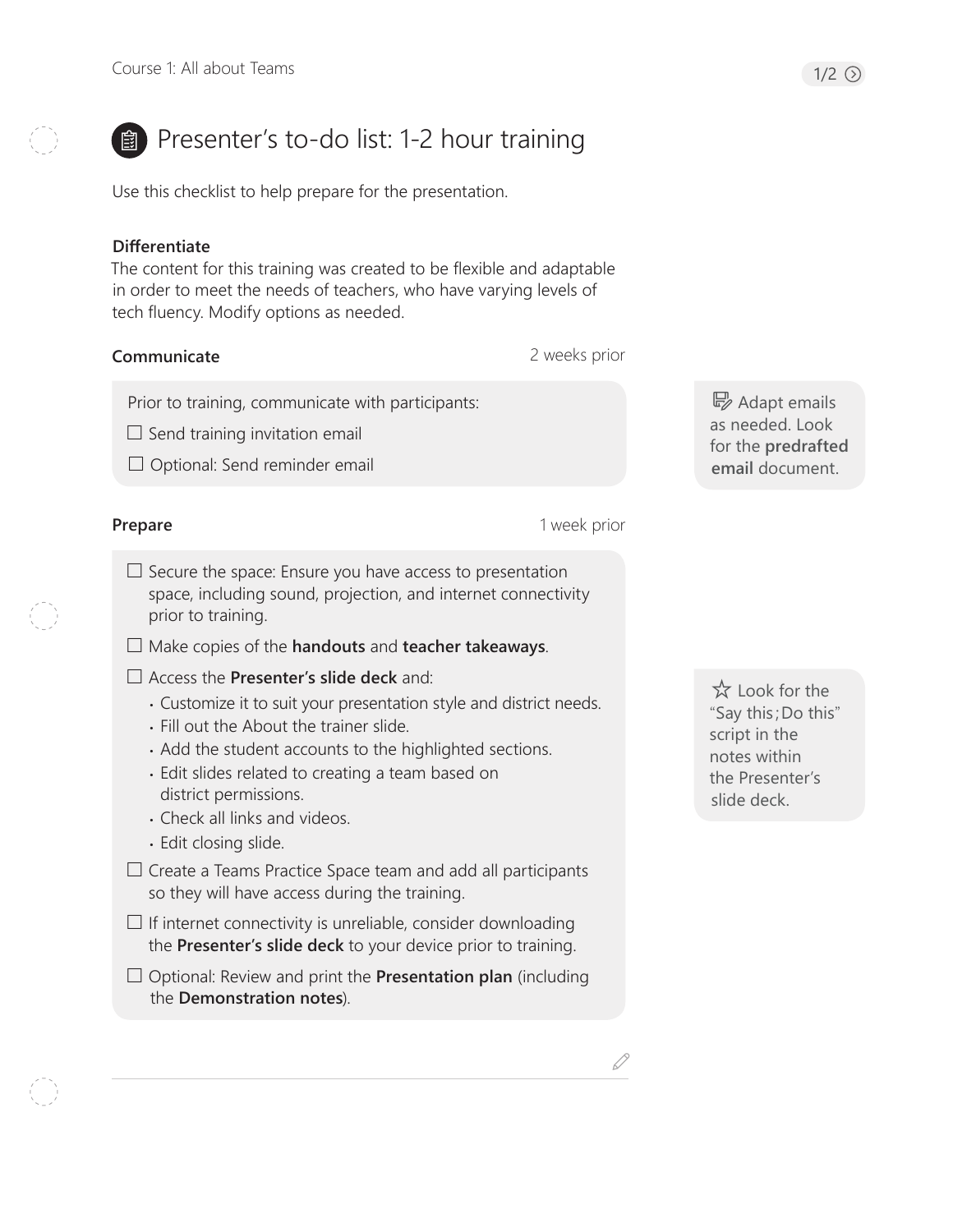# Presenter's to-do list: 1-2 hour training

Use this checklist to help prepare for the presentation.

**Differentiate**

The content for this training was created to be flexible and adaptable in order to meet the needs of teachers, who have varying levels of tech fluency. Modify options as needed.

**Communicate** — 2 weeks prior

Prior to training, communicate with participants:

- ☐ Send training invitation email
- ☐ Optional: Send reminder email

> Adapt emails as needed. Look for the **predrafted email** document.

**Prepare** — 1 week prior

- ☐ Secure the space: Ensure you have access to presentation space, including sound, projection, and internet connectivity prior to training.
- ☐ Make copies of the **handouts** and **teacher takeaways**.
- ☐ Access the **Presenter's slide deck** and:
  - Customize it to suit your presentation style and district needs.
  - Fill out the About the trainer slide.
  - Add the student accounts to the highlighted sections.
  - Edit slides related to creating a team based on district permissions.
  - Check all links and videos.
  - Edit closing slide.
- ☐ Create a Teams Practice Space team and add all participants so they will have access during the training.
- ☐ If internet connectivity is unreliable, consider downloading the **Presenter's slide deck** to your device prior to training.
- ☐ Optional: Review and print the **Presentation plan** (including the **Demonstration notes**).

> ☆ Look for the "Say this; Do this" script in the notes within the Presenter's slide deck.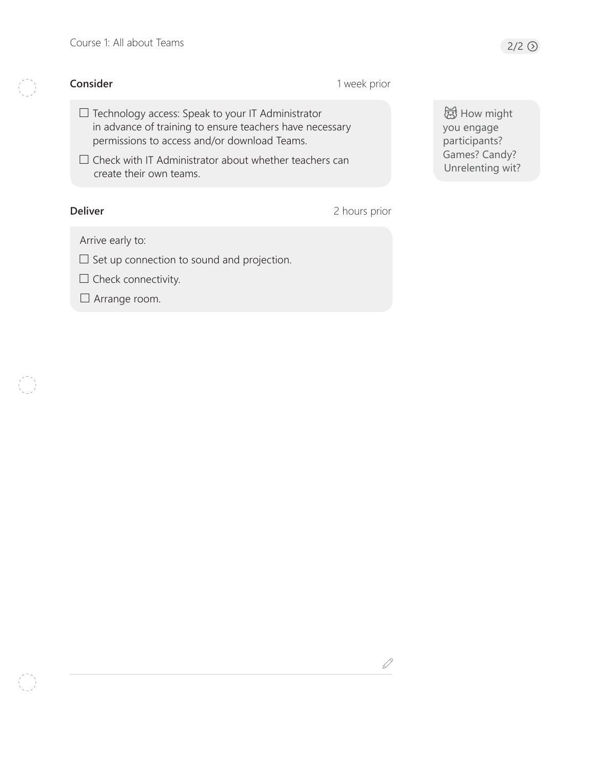**Consider** 1 week prior

- ☐ Technology access: Speak to your IT Administrator in advance of training to ensure teachers have necessary permissions to access and/or download Teams.
- ☐ Check with IT Administrator about whether teachers can create their own teams.

How might you engage participants? Games? Candy? Unrelenting wit?

**Deliver** 2 hours prior

Arrive early to:

- ☐ Set up connection to sound and projection.
- ☐ Check connectivity.
- ☐ Arrange room.